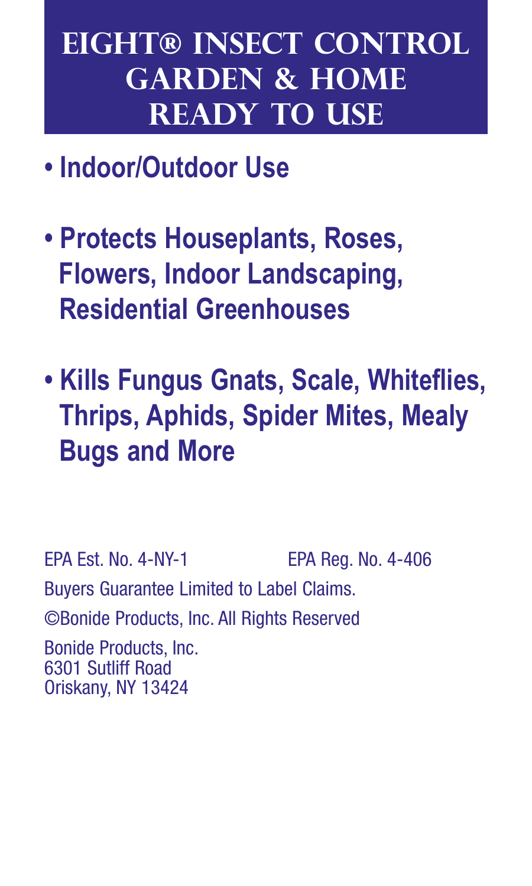# EIGHT® INSECT CONTROL GARDEN & HOME READY TO USE

- **Indoor/Outdoor Use**
- **Protects Houseplants, Roses, Flowers, Indoor Landscaping, Residential Greenhouses**
- **Kills Fungus Gnats, Scale, Whiteflies, Thrips, Aphids, Spider Mites, Mealy Bugs and More**

EPA Est. No. 4-NY-1 EPA Reg. No. 4-406

Buyers Guarantee Limited to Label Claims.

©Bonide Products, Inc. All Rights Reserved

Bonide Products, Inc.
6301 Sutliff Road
Oriskany, NY 13424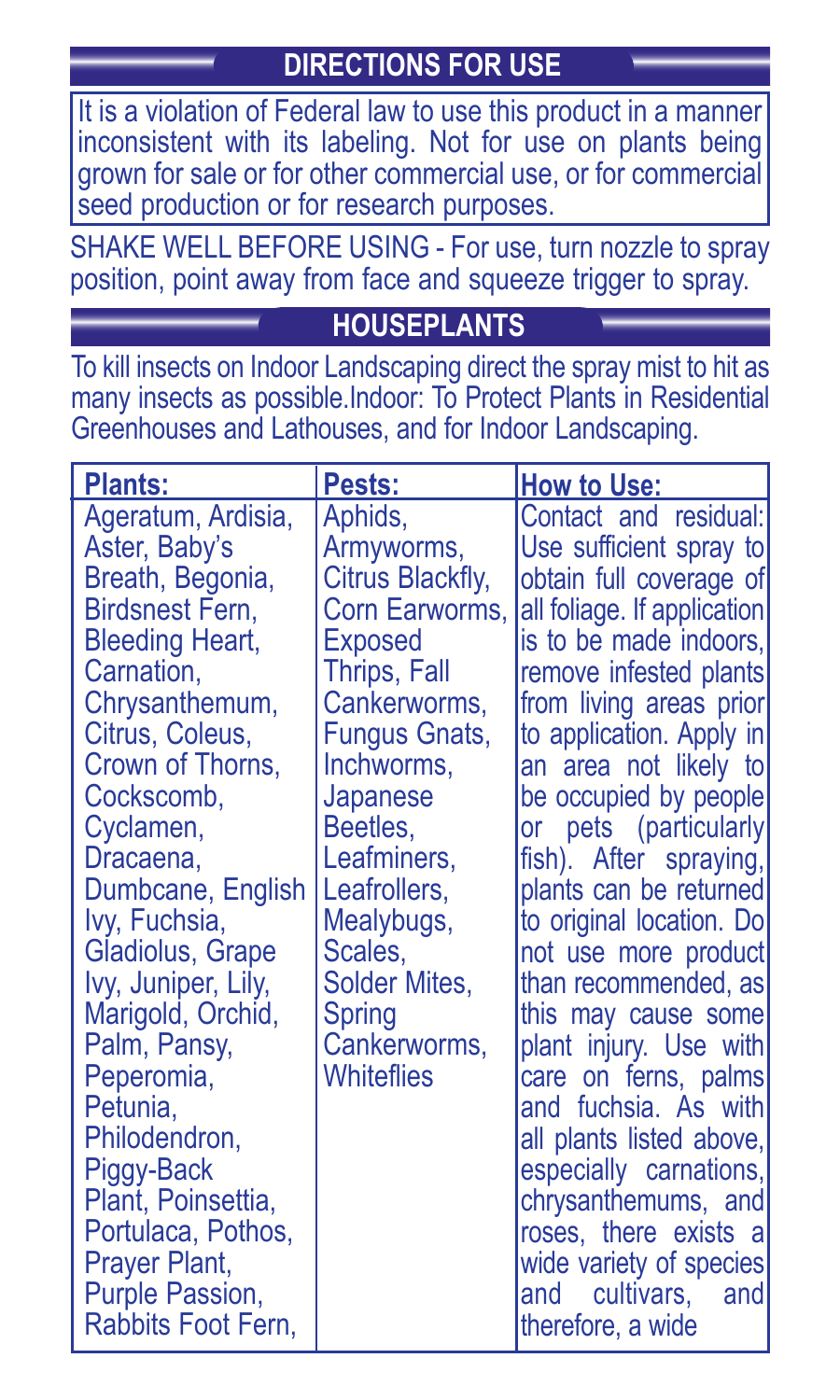## DIRECTIONS FOR USE

It is a violation of Federal law to use this product in a manner inconsistent with its labeling. Not for use on plants being grown for sale or for other commercial use, or for commercial seed production or for research purposes.

SHAKE WELL BEFORE USING - For use, turn nozzle to spray position, point away from face and squeeze trigger to spray.

## HOUSEPLANTS

To kill insects on Indoor Landscaping direct the spray mist to hit as many insects as possible.Indoor: To Protect Plants in Residential Greenhouses and Lathouses, and for Indoor Landscaping.

| Plants: | Pests: | How to Use: |
|---|---|---|
| Ageratum, Ardisia, Aster, Baby's Breath, Begonia, Birdsnest Fern, Bleeding Heart, Carnation, Chrysanthemum, Citrus, Coleus, Crown of Thorns, Cockscomb, Cyclamen, Dracaena, Dumbcane, English Ivy, Fuchsia, Gladiolus, Grape Ivy, Juniper, Lily, Marigold, Orchid, Palm, Pansy, Peperomia, Petunia, Philodendron, Piggy-Back Plant, Poinsettia, Portulaca, Pothos, Prayer Plant, Purple Passion, Rabbits Foot Fern, | Aphids, Armyworms, Citrus Blackfly, Corn Earworms, Exposed Thrips, Fall Cankerworms, Fungus Gnats, Inchworms, Japanese Beetles, Leafminers, Leafrollers, Mealybugs, Scales, Solder Mites, Spring Cankerworms, Whiteflies | Contact and residual: Use sufficient spray to obtain full coverage of all foliage. If application is to be made indoors, remove infested plants from living areas prior to application. Apply in an area not likely to be occupied by people or pets (particularly fish). After spraying, plants can be returned to original location. Do not use more product than recommended, as this may cause some plant injury. Use with care on ferns, palms and fuchsia. As with all plants listed above, especially carnations, chrysanthemums, and roses, there exists a wide variety of species and cultivars, and therefore, a wide |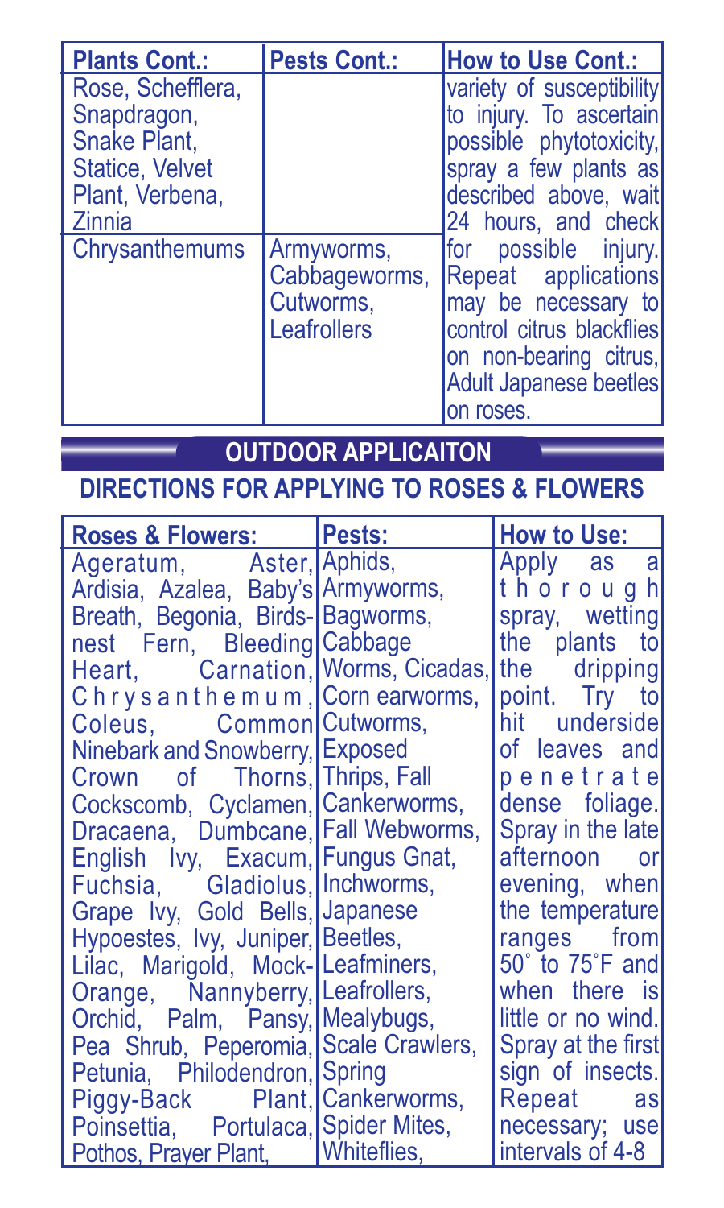| Plants Cont.: | Pests Cont.: | How to Use Cont.: |
|---|---|---|
| Rose, Schefflera, Snapdragon, Snake Plant, Statice, Velvet Plant, Verbena, Zinnia | | variety of susceptibility to injury. To ascertain possible phytotoxicity, spray a few plants as described above, wait 24 hours, and check |
| Chrysanthemums | Armyworms, Cabbageworms, Cutworms, Leafrollers | for possible injury. Repeat applications may be necessary to control citrus blackflies on non-bearing citrus, Adult Japanese beetles on roses. |

## OUTDOOR APPLICAITON

### DIRECTIONS FOR APPLYING TO ROSES & FLOWERS

| Roses & Flowers: | Pests: | How to Use: |
|---|---|---|
| Ageratum, Aster, Ardisia, Azalea, Baby's Breath, Begonia, Birds-nest Fern, Bleeding Heart, Carnation, Chrysanthemum, Coleus, Common Ninebark and Snowberry, Crown of Thorns, Cockscomb, Cyclamen, Dracaena, Dumbcane, English Ivy, Exacum, Fuchsia, Gladiolus, Grape Ivy, Gold Bells, Hypoestes, Ivy, Juniper, Lilac, Marigold, Mock-Orange, Nannyberry, Orchid, Palm, Pansy, Pea Shrub, Peperomia, Petunia, Philodendron, Piggy-Back Plant, Poinsettia, Portulaca, Pothos, Prayer Plant, | Aphids, Armyworms, Bagworms, Cabbage Worms, Cicadas, Corn earworms, Cutworms, Exposed Thrips, Fall Cankerworms, Fall Webworms, Fungus Gnat, Inchworms, Japanese Beetles, Leafminers, Leafrollers, Mealybugs, Scale Crawlers, Spring Cankerworms, Spider Mites, Whiteflies, | Apply as a thorough spray, wetting the plants to the dripping point. Try to hit underside of leaves and penetrate dense foliage. Spray in the late afternoon or evening, when the temperature ranges from 50˚ to 75˚F and when there is little or no wind. Spray at the first sign of insects. Repeat as necessary; use intervals of 4-8 |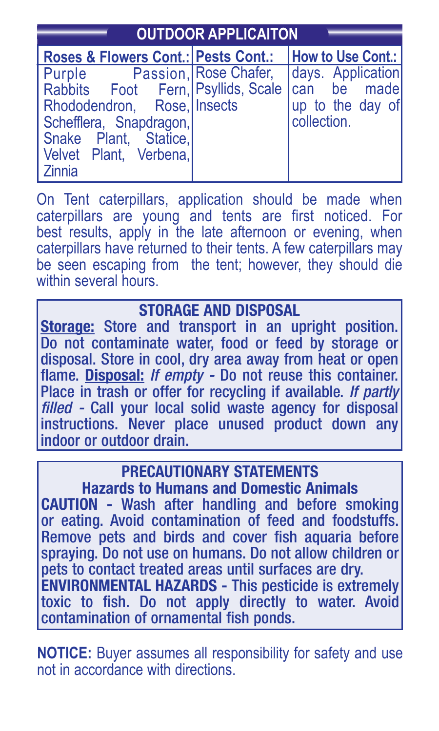## OUTDOOR APPLICAITON

| Roses & Flowers Cont.: | Pests Cont.: | How to Use Cont.: |
| --- | --- | --- |
| Purple Passion, Rabbits Foot Fern, Rhododendron, Rose, Schefflera, Snapdragon, Snake Plant, Statice, Velvet Plant, Verbena, Zinnia | Rose Chafer, Psyllids, Scale Insects | days. Application can be made up to the day of collection. |

On Tent caterpillars, application should be made when caterpillars are young and tents are first noticed. For best results, apply in the late afternoon or evening, when caterpillars have returned to their tents. A few caterpillars may be seen escaping from the tent; however, they should die within several hours.

### STORAGE AND DISPOSAL

**Storage:** Store and transport in an upright position. Do not contaminate water, food or feed by storage or disposal. Store in cool, dry area away from heat or open flame. **Disposal:** *If empty* - Do not reuse this container. Place in trash or offer for recycling if available. *If partly filled* - Call your local solid waste agency for disposal instructions. Never place unused product down any indoor or outdoor drain.

### PRECAUTIONARY STATEMENTS

#### Hazards to Humans and Domestic Animals

**CAUTION -** Wash after handling and before smoking or eating. Avoid contamination of feed and foodstuffs. Remove pets and birds and cover fish aquaria before spraying. Do not use on humans. Do not allow children or pets to contact treated areas until surfaces are dry.

**ENVIRONMENTAL HAZARDS -** This pesticide is extremely toxic to fish. Do not apply directly to water. Avoid contamination of ornamental fish ponds.

**NOTICE:** Buyer assumes all responsibility for safety and use not in accordance with directions.